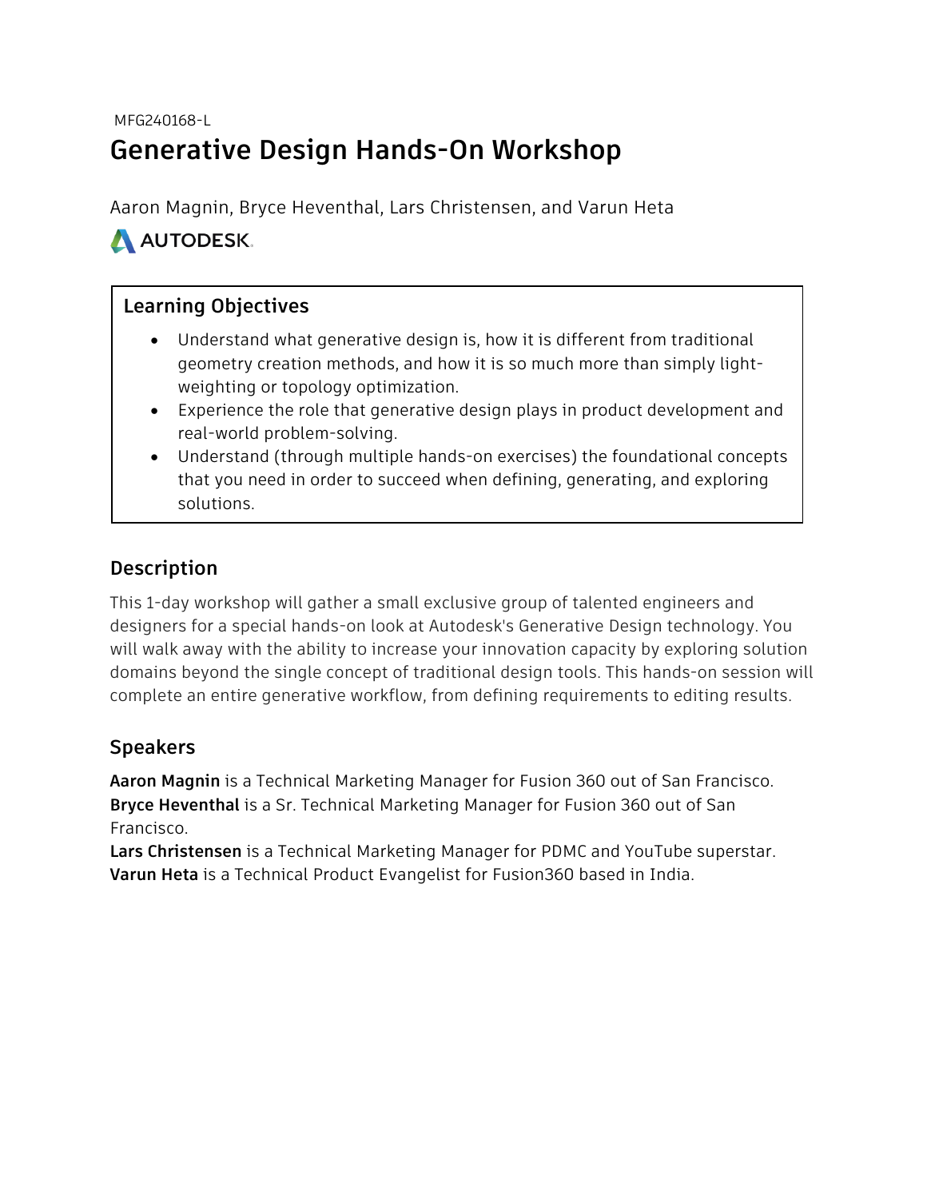MFG240168-L

# Generative Design Hands-On Workshop

Aaron Magnin, Bryce Heventhal, Lars Christensen, and Varun Heta

AUTODESK.

## Learning Objectives

- Understand what generative design is, how it is different from traditional geometry creation methods, and how it is so much more than simply light-weighting or topology optimization.
- Experience the role that generative design plays in product development and real-world problem-solving.
- Understand (through multiple hands-on exercises) the foundational concepts that you need in order to succeed when defining, generating, and exploring solutions.

## Description

This 1-day workshop will gather a small exclusive group of talented engineers and designers for a special hands-on look at Autodesk's Generative Design technology. You will walk away with the ability to increase your innovation capacity by exploring solution domains beyond the single concept of traditional design tools. This hands-on session will complete an entire generative workflow, from defining requirements to editing results.

## Speakers

**Aaron Magnin** is a Technical Marketing Manager for Fusion 360 out of San Francisco.
**Bryce Heventhal** is a Sr. Technical Marketing Manager for Fusion 360 out of San Francisco.
**Lars Christensen** is a Technical Marketing Manager for PDMC and YouTube superstar.
**Varun Heta** is a Technical Product Evangelist for Fusion360 based in India.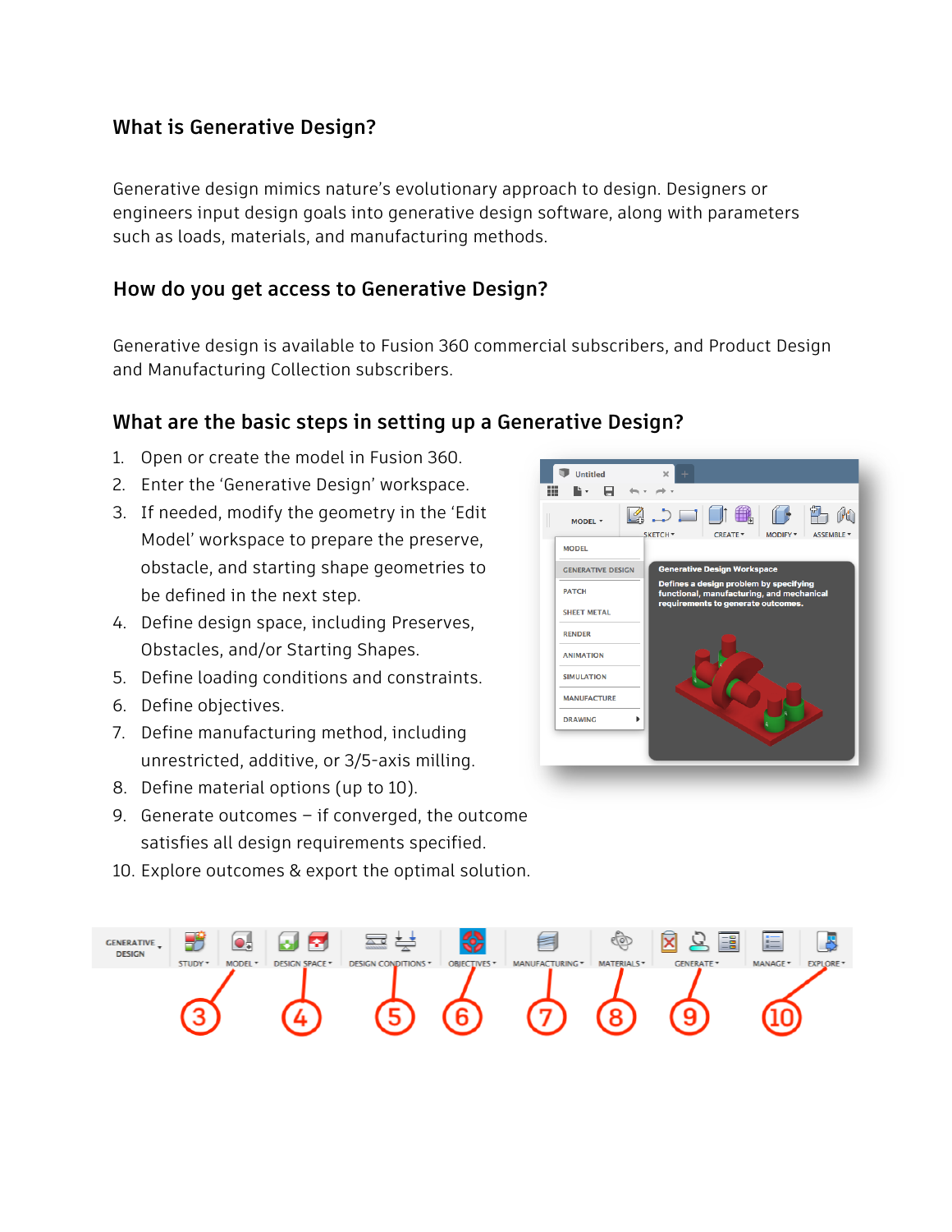## What is Generative Design?

Generative design mimics nature's evolutionary approach to design. Designers or engineers input design goals into generative design software, along with parameters such as loads, materials, and manufacturing methods.

## How do you get access to Generative Design?

Generative design is available to Fusion 360 commercial subscribers, and Product Design and Manufacturing Collection subscribers.

## What are the basic steps in setting up a Generative Design?

1. Open or create the model in Fusion 360.
2. Enter the 'Generative Design' workspace.
3. If needed, modify the geometry in the 'Edit Model' workspace to prepare the preserve, obstacle, and starting shape geometries to be defined in the next step.
4. Define design space, including Preserves, Obstacles, and/or Starting Shapes.
5. Define loading conditions and constraints.
6. Define objectives.
7. Define manufacturing method, including unrestricted, additive, or 3/5-axis milling.
8. Define material options (up to 10).
9. Generate outcomes – if converged, the outcome satisfies all design requirements specified.
10. Explore outcomes & export the optimal solution.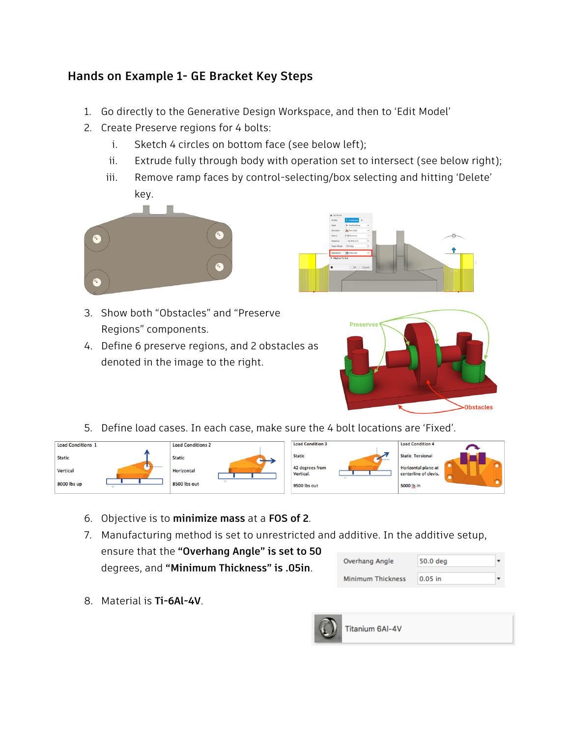## Hands on Example 1- GE Bracket Key Steps

1. Go directly to the Generative Design Workspace, and then to 'Edit Model'
2. Create Preserve regions for 4 bolts:
   i. Sketch 4 circles on bottom face (see below left);
   ii. Extrude fully through body with operation set to intersect (see below right);
   iii. Remove ramp faces by control-selecting/box selecting and hitting 'Delete' key.
3. Show both "Obstacles" and "Preserve Regions" components.
4. Define 6 preserve regions, and 2 obstacles as denoted in the image to the right.
5. Define load cases. In each case, make sure the 4 bolt locations are 'Fixed'.

| Load Conditions 1 | Load Conditions 2 | Load Condition 3 | Load Condition 4 |
|---|---|---|---|
| Static | Static | Static | Static Torsional |
| Vertical | Horizontal | 42 degrees from Vertical. | Horizontal plane at centerline of clevis. |
| 8000 lbs up | 8500 lbs out | 9500 lbs out | 5000 lb-in |

6. Objective is to **minimize mass** at a **FOS of 2**.
7. Manufacturing method is set to unrestricted and additive. In the additive setup, ensure that the **"Overhang Angle" is set to 50** degrees, and **"Minimum Thickness" is .05in**.

| Overhang Angle | 50.0 deg |
|---|---|
| Minimum Thickness | 0.05 in |

8. Material is **Ti-6Al-4V**.

Titanium 6Al-4V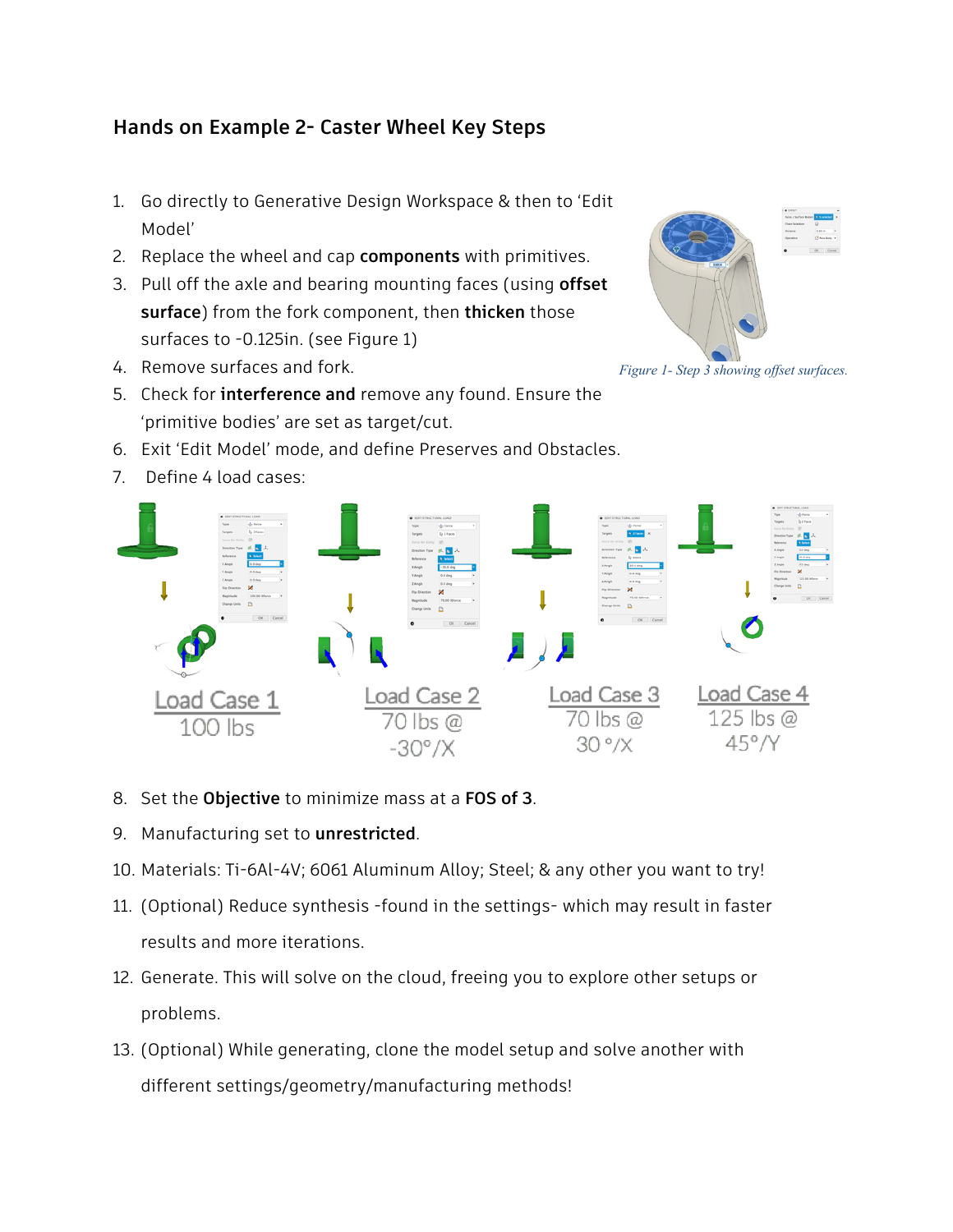## Hands on Example 2- Caster Wheel Key Steps

1. Go directly to Generative Design Workspace & then to 'Edit Model'
2. Replace the wheel and cap **components** with primitives.
3. Pull off the axle and bearing mounting faces (using **offset surface**) from the fork component, then **thicken** those surfaces to -0.125in. (see Figure 1)
4. Remove surfaces and fork.
5. Check for **interference and** remove any found. Ensure the 'primitive bodies' are set as target/cut.
6. Exit 'Edit Model' mode, and define Preserves and Obstacles.
7. Define 4 load cases:

*Figure 1- Step 3 showing offset surfaces.*

Load Case 1
100 lbs

Load Case 2
70 lbs @ -30°/X

Load Case 3
70 lbs @ 30°/X

Load Case 4
125 lbs @ 45°/Y

8. Set the **Objective** to minimize mass at a **FOS of 3**.
9. Manufacturing set to **unrestricted**.
10. Materials: Ti-6Al-4V; 6061 Aluminum Alloy; Steel; & any other you want to try!
11. (Optional) Reduce synthesis -found in the settings- which may result in faster results and more iterations.
12. Generate. This will solve on the cloud, freeing you to explore other setups or problems.
13. (Optional) While generating, clone the model setup and solve another with different settings/geometry/manufacturing methods!